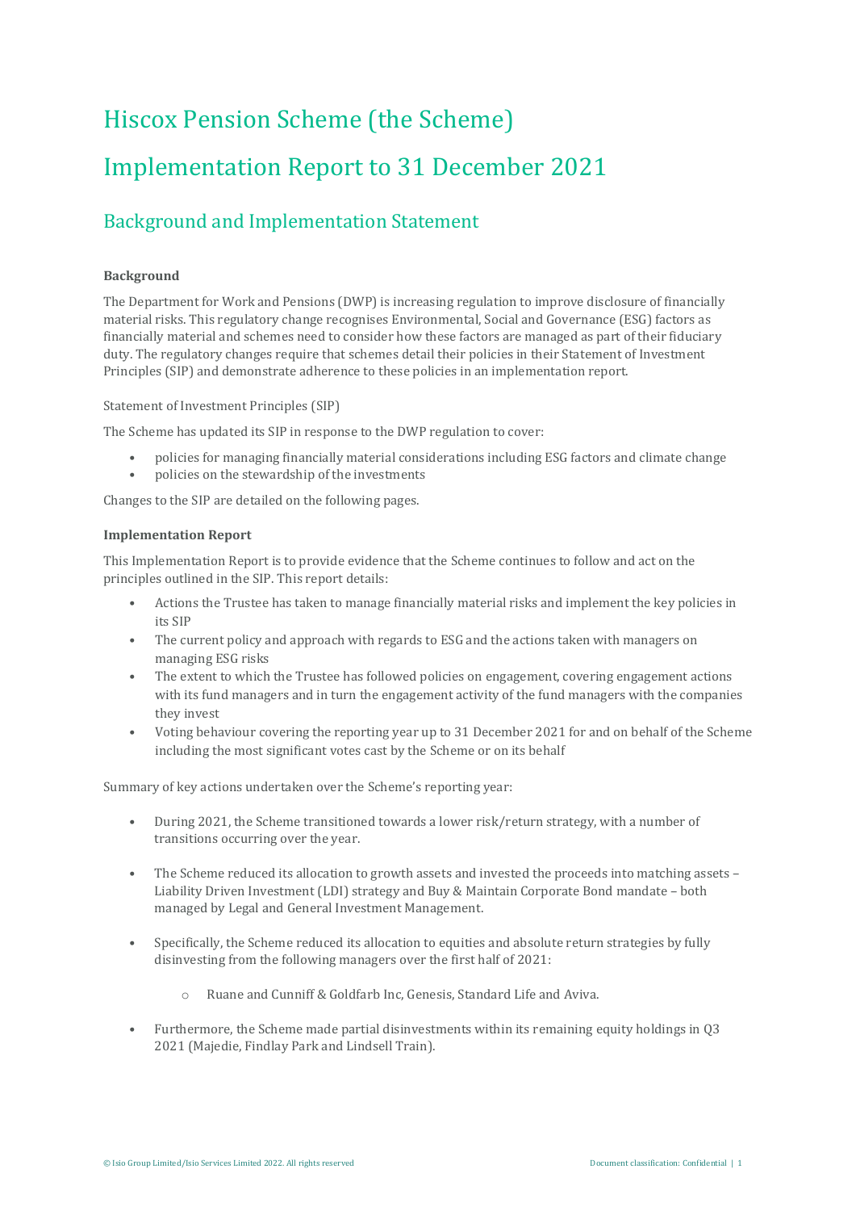# Hiscox Pension Scheme (the Scheme)

# Implementation Report to 31 December 2021

## Background and Implementation Statement

**Background**

The Department for Work and Pensions (DWP) is increasing regulation to improve disclosure of financially material risks. This regulatory change recognises Environmental, Social and Governance (ESG) factors as financially material and schemes need to consider how these factors are managed as part of their fiduciary duty. The regulatory changes require that schemes detail their policies in their Statement of Investment Principles (SIP) and demonstrate adherence to these policies in an implementation report.

Statement of Investment Principles (SIP)

The Scheme has updated its SIP in response to the DWP regulation to cover:

- policies for managing financially material considerations including ESG factors and climate change
- policies on the stewardship of the investments

Changes to the SIP are detailed on the following pages.

**Implementation Report**

This Implementation Report is to provide evidence that the Scheme continues to follow and act on the principles outlined in the SIP. This report details:

- Actions the Trustee has taken to manage financially material risks and implement the key policies in its SIP
- The current policy and approach with regards to ESG and the actions taken with managers on managing ESG risks
- The extent to which the Trustee has followed policies on engagement, covering engagement actions with its fund managers and in turn the engagement activity of the fund managers with the companies they invest
- Voting behaviour covering the reporting year up to 31 December 2021 for and on behalf of the Scheme including the most significant votes cast by the Scheme or on its behalf

Summary of key actions undertaken over the Scheme's reporting year:

- During 2021, the Scheme transitioned towards a lower risk/return strategy, with a number of transitions occurring over the year.
- The Scheme reduced its allocation to growth assets and invested the proceeds into matching assets – Liability Driven Investment (LDI) strategy and Buy & Maintain Corporate Bond mandate – both managed by Legal and General Investment Management.
- Specifically, the Scheme reduced its allocation to equities and absolute return strategies by fully disinvesting from the following managers over the first half of 2021:
    - Ruane and Cunniff & Goldfarb Inc, Genesis, Standard Life and Aviva.
- Furthermore, the Scheme made partial disinvestments within its remaining equity holdings in Q3 2021 (Majedie, Findlay Park and Lindsell Train).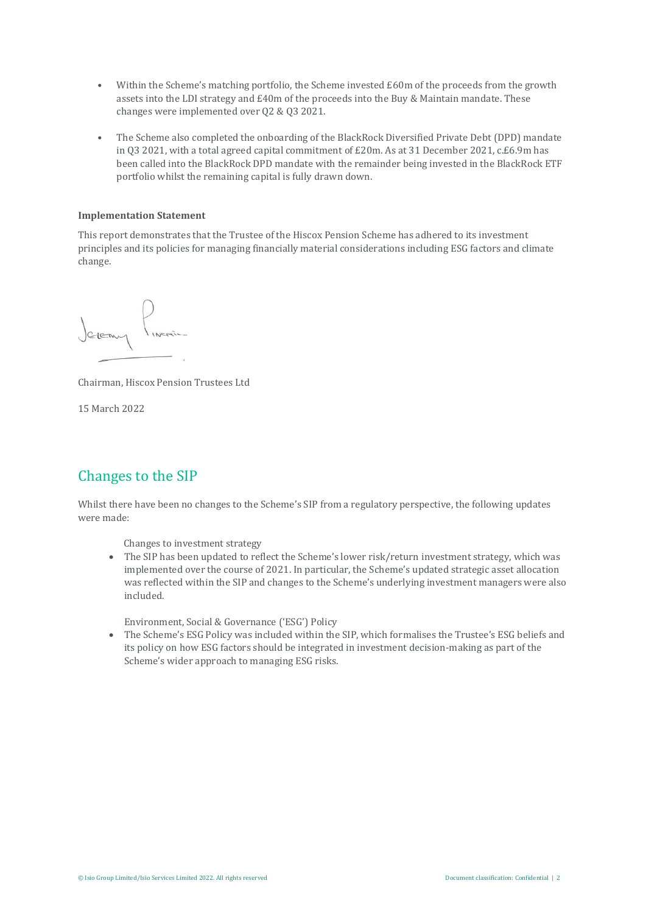- Within the Scheme's matching portfolio, the Scheme invested £60m of the proceeds from the growth assets into the LDI strategy and £40m of the proceeds into the Buy & Maintain mandate. These changes were implemented over Q2 & Q3 2021.
- The Scheme also completed the onboarding of the BlackRock Diversified Private Debt (DPD) mandate in Q3 2021, with a total agreed capital commitment of £20m. As at 31 December 2021, c.£6.9m has been called into the BlackRock DPD mandate with the remainder being invested in the BlackRock ETF portfolio whilst the remaining capital is fully drawn down.

**Implementation Statement**

This report demonstrates that the Trustee of the Hiscox Pension Scheme has adhered to its investment principles and its policies for managing financially material considerations including ESG factors and climate change.

Chairman, Hiscox Pension Trustees Ltd

15 March 2022

## Changes to the SIP

Whilst there have been no changes to the Scheme's SIP from a regulatory perspective, the following updates were made:

Changes to investment strategy

- The SIP has been updated to reflect the Scheme's lower risk/return investment strategy, which was implemented over the course of 2021. In particular, the Scheme's updated strategic asset allocation was reflected within the SIP and changes to the Scheme's underlying investment managers were also included.

Environment, Social & Governance ('ESG') Policy

- The Scheme's ESG Policy was included within the SIP, which formalises the Trustee's ESG beliefs and its policy on how ESG factors should be integrated in investment decision-making as part of the Scheme's wider approach to managing ESG risks.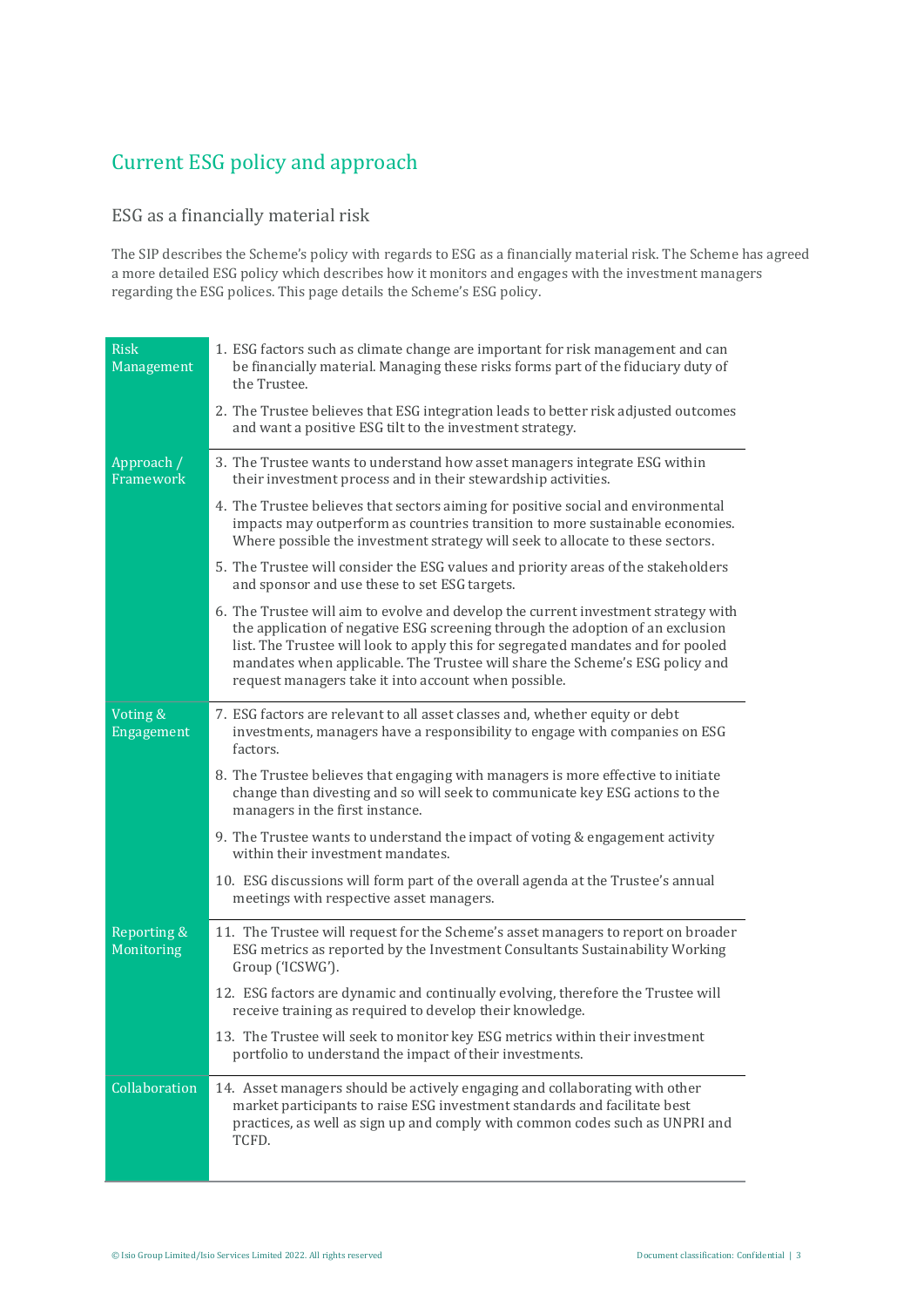## Current ESG policy and approach

### ESG as a financially material risk

The SIP describes the Scheme's policy with regards to ESG as a financially material risk. The Scheme has agreed a more detailed ESG policy which describes how it monitors and engages with the investment managers regarding the ESG polices. This page details the Scheme's ESG policy.

| | |
|---|---|
| Risk Management | 1. ESG factors such as climate change are important for risk management and can be financially material. Managing these risks forms part of the fiduciary duty of the Trustee.<br><br>2. The Trustee believes that ESG integration leads to better risk adjusted outcomes and want a positive ESG tilt to the investment strategy. |
| Approach / Framework | 3. The Trustee wants to understand how asset managers integrate ESG within their investment process and in their stewardship activities.<br><br>4. The Trustee believes that sectors aiming for positive social and environmental impacts may outperform as countries transition to more sustainable economies. Where possible the investment strategy will seek to allocate to these sectors.<br><br>5. The Trustee will consider the ESG values and priority areas of the stakeholders and sponsor and use these to set ESG targets.<br><br>6. The Trustee will aim to evolve and develop the current investment strategy with the application of negative ESG screening through the adoption of an exclusion list. The Trustee will look to apply this for segregated mandates and for pooled mandates when applicable. The Trustee will share the Scheme's ESG policy and request managers take it into account when possible. |
| Voting & Engagement | 7. ESG factors are relevant to all asset classes and, whether equity or debt investments, managers have a responsibility to engage with companies on ESG factors.<br><br>8. The Trustee believes that engaging with managers is more effective to initiate change than divesting and so will seek to communicate key ESG actions to the managers in the first instance.<br><br>9. The Trustee wants to understand the impact of voting & engagement activity within their investment mandates.<br><br>10. ESG discussions will form part of the overall agenda at the Trustee's annual meetings with respective asset managers. |
| Reporting & Monitoring | 11. The Trustee will request for the Scheme's asset managers to report on broader ESG metrics as reported by the Investment Consultants Sustainability Working Group ('ICSWG').<br><br>12. ESG factors are dynamic and continually evolving, therefore the Trustee will receive training as required to develop their knowledge.<br><br>13. The Trustee will seek to monitor key ESG metrics within their investment portfolio to understand the impact of their investments. |
| Collaboration | 14. Asset managers should be actively engaging and collaborating with other market participants to raise ESG investment standards and facilitate best practices, as well as sign up and comply with common codes such as UNPRI and TCFD. |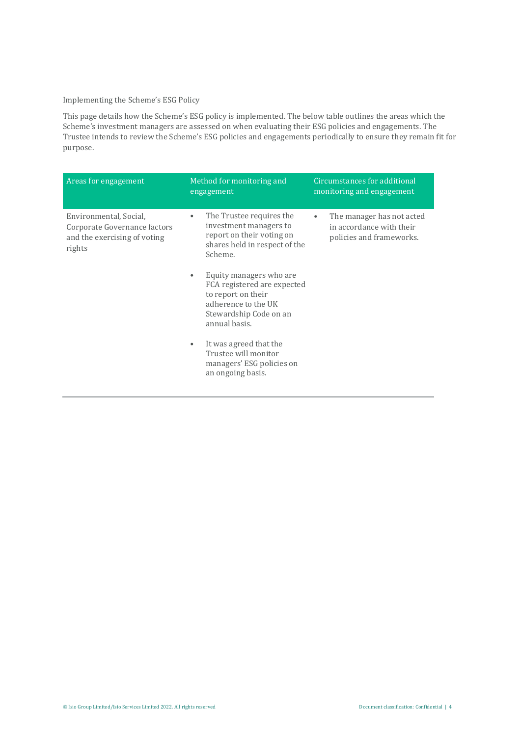## Implementing the Scheme's ESG Policy

This page details how the Scheme's ESG policy is implemented. The below table outlines the areas which the Scheme's investment managers are assessed on when evaluating their ESG policies and engagements. The Trustee intends to review the Scheme's ESG policies and engagements periodically to ensure they remain fit for purpose.

| Areas for engagement | Method for monitoring and engagement | Circumstances for additional monitoring and engagement |
|---|---|---|
| Environmental, Social, Corporate Governance factors and the exercising of voting rights | • The Trustee requires the investment managers to report on their voting on shares held in respect of the Scheme.<br><br>• Equity managers who are FCA registered are expected to report on their adherence to the UK Stewardship Code on an annual basis.<br><br>• It was agreed that the Trustee will monitor managers' ESG policies on an ongoing basis. | • The manager has not acted in accordance with their policies and frameworks. |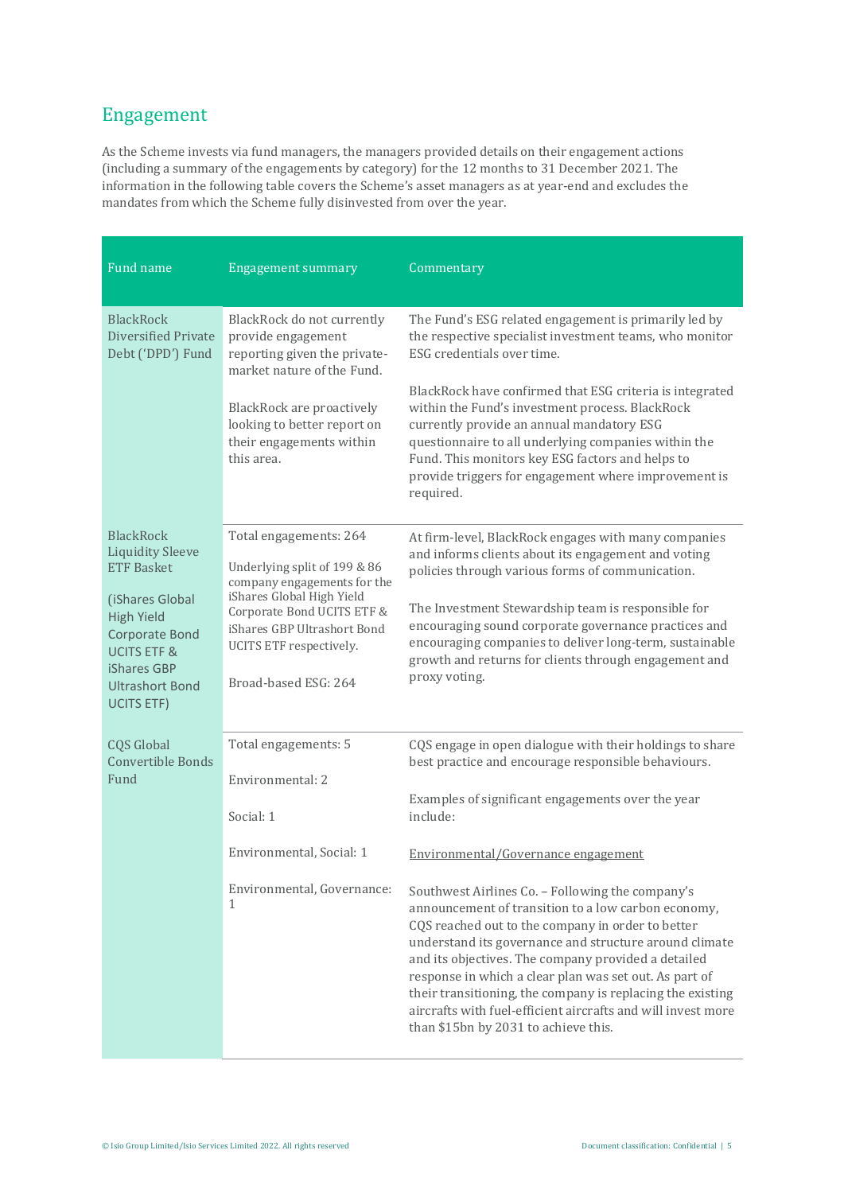## Engagement

As the Scheme invests via fund managers, the managers provided details on their engagement actions (including a summary of the engagements by category) for the 12 months to 31 December 2021. The information in the following table covers the Scheme's asset managers as at year-end and excludes the mandates from which the Scheme fully disinvested from over the year.

| Fund name | Engagement summary | Commentary |
|---|---|---|
| BlackRock Diversified Private Debt ('DPD') Fund | BlackRock do not currently provide engagement reporting given the private-market nature of the Fund.<br><br>BlackRock are proactively looking to better report on their engagements within this area. | The Fund's ESG related engagement is primarily led by the respective specialist investment teams, who monitor ESG credentials over time.<br><br>BlackRock have confirmed that ESG criteria is integrated within the Fund's investment process. BlackRock currently provide an annual mandatory ESG questionnaire to all underlying companies within the Fund. This monitors key ESG factors and helps to provide triggers for engagement where improvement is required. |
| BlackRock Liquidity Sleeve ETF Basket<br><br>(iShares Global High Yield Corporate Bond UCITS ETF & iShares GBP Ultrashort Bond UCITS ETF) | Total engagements: 264<br><br>Underlying split of 199 & 86 company engagements for the iShares Global High Yield Corporate Bond UCITS ETF & iShares GBP Ultrashort Bond UCITS ETF respectively.<br><br>Broad-based ESG: 264 | At firm-level, BlackRock engages with many companies and informs clients about its engagement and voting policies through various forms of communication.<br><br>The Investment Stewardship team is responsible for encouraging sound corporate governance practices and encouraging companies to deliver long-term, sustainable growth and returns for clients through engagement and proxy voting. |
| CQS Global Convertible Bonds Fund | Total engagements: 5<br><br>Environmental: 2<br><br>Social: 1<br><br>Environmental, Social: 1<br><br>Environmental, Governance: 1 | CQS engage in open dialogue with their holdings to share best practice and encourage responsible behaviours.<br><br>Examples of significant engagements over the year include:<br><br>Environmental/Governance engagement<br><br>Southwest Airlines Co. – Following the company's announcement of transition to a low carbon economy, CQS reached out to the company in order to better understand its governance and structure around climate and its objectives. The company provided a detailed response in which a clear plan was set out. As part of their transitioning, the company is replacing the existing aircrafts with fuel-efficient aircrafts and will invest more than $15bn by 2031 to achieve this. |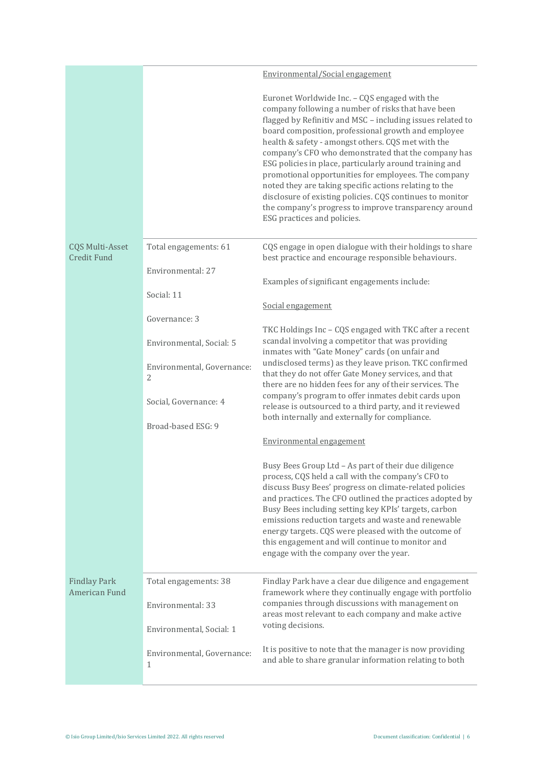| | | |
|---|---|---|
| | | Environmental/Social engagement<br><br>Euronet Worldwide Inc. – CQS engaged with the company following a number of risks that have been flagged by Refinitiv and MSC – including issues related to board composition, professional growth and employee health & safety - amongst others. CQS met with the company's CFO who demonstrated that the company has ESG policies in place, particularly around training and promotional opportunities for employees. The company noted they are taking specific actions relating to the disclosure of existing policies. CQS continues to monitor the company's progress to improve transparency around ESG practices and policies. |
| CQS Multi-Asset Credit Fund | Total engagements: 61<br><br>Environmental: 27<br><br>Social: 11<br><br>Governance: 3<br><br>Environmental, Social: 5<br><br>Environmental, Governance: 2<br><br>Social, Governance: 4<br><br>Broad-based ESG: 9 | CQS engage in open dialogue with their holdings to share best practice and encourage responsible behaviours.<br><br>Examples of significant engagements include:<br><br>Social engagement<br><br>TKC Holdings Inc – CQS engaged with TKC after a recent scandal involving a competitor that was providing inmates with "Gate Money" cards (on unfair and undisclosed terms) as they leave prison. TKC confirmed that they do not offer Gate Money services, and that there are no hidden fees for any of their services. The company's program to offer inmates debit cards upon release is outsourced to a third party, and it reviewed both internally and externally for compliance.<br><br>Environmental engagement<br><br>Busy Bees Group Ltd – As part of their due diligence process, CQS held a call with the company's CFO to discuss Busy Bees' progress on climate-related policies and practices. The CFO outlined the practices adopted by Busy Bees including setting key KPIs' targets, carbon emissions reduction targets and waste and renewable energy targets. CQS were pleased with the outcome of this engagement and will continue to monitor and engage with the company over the year. |
| Findlay Park American Fund | Total engagements: 38<br><br>Environmental: 33<br><br>Environmental, Social: 1<br><br>Environmental, Governance: 1 | Findlay Park have a clear due diligence and engagement framework where they continually engage with portfolio companies through discussions with management on areas most relevant to each company and make active voting decisions.<br><br>It is positive to note that the manager is now providing and able to share granular information relating to both |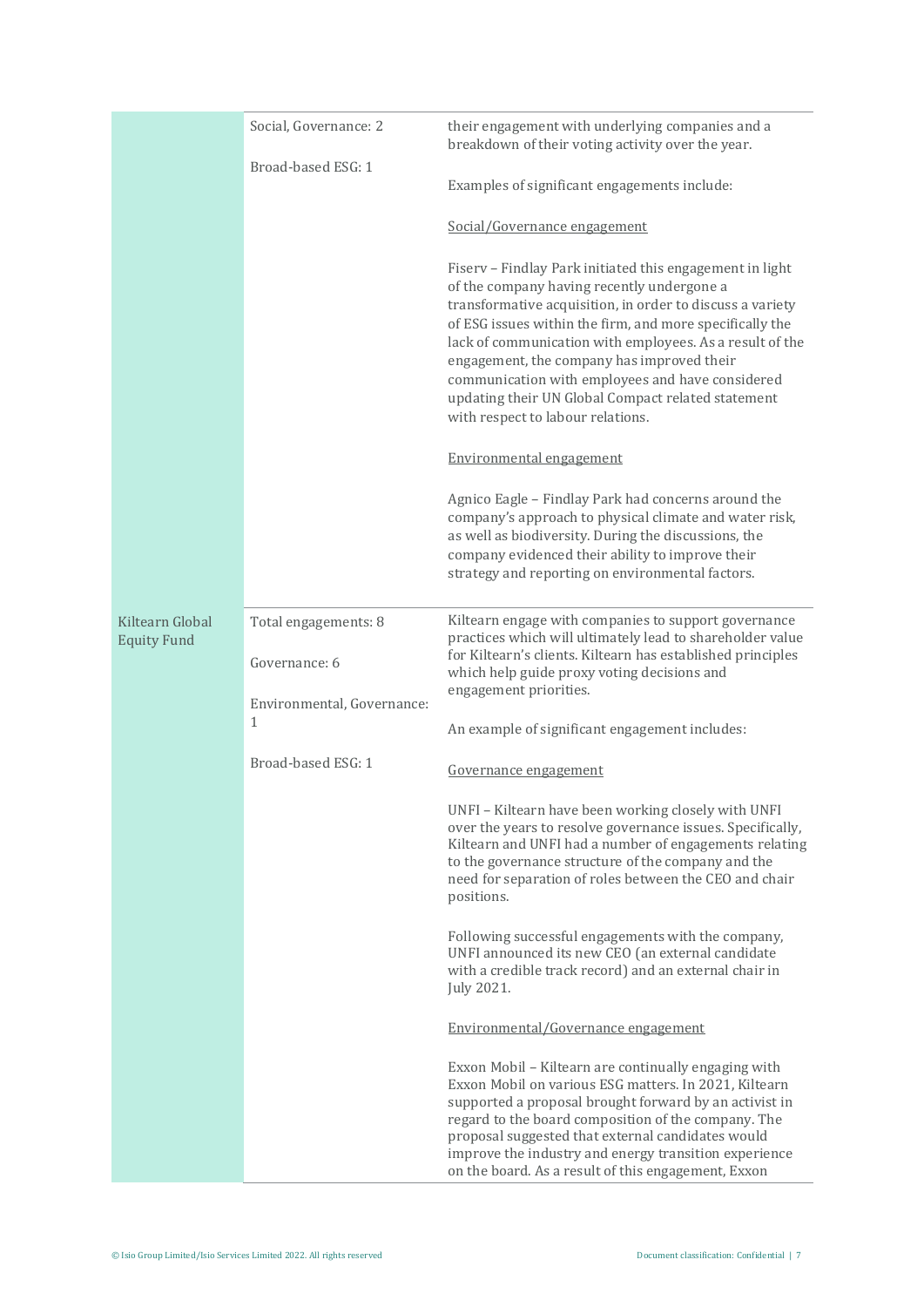| | | |
|---|---|---|
| | Social, Governance: 2<br><br>Broad-based ESG: 1 | their engagement with underlying companies and a breakdown of their voting activity over the year.<br><br>Examples of significant engagements include:<br><br><u>Social/Governance engagement</u><br><br>Fiserv – Findlay Park initiated this engagement in light of the company having recently undergone a transformative acquisition, in order to discuss a variety of ESG issues within the firm, and more specifically the lack of communication with employees. As a result of the engagement, the company has improved their communication with employees and have considered updating their UN Global Compact related statement with respect to labour relations.<br><br><u>Environmental engagement</u><br><br>Agnico Eagle – Findlay Park had concerns around the company's approach to physical climate and water risk, as well as biodiversity. During the discussions, the company evidenced their ability to improve their strategy and reporting on environmental factors. |
| Kiltearn Global Equity Fund | Total engagements: 8<br><br>Governance: 6<br><br>Environmental, Governance: 1<br><br>Broad-based ESG: 1 | Kiltearn engage with companies to support governance practices which will ultimately lead to shareholder value for Kiltearn's clients. Kiltearn has established principles which help guide proxy voting decisions and engagement priorities.<br><br>An example of significant engagement includes:<br><br><u>Governance engagement</u><br><br>UNFI – Kiltearn have been working closely with UNFI over the years to resolve governance issues. Specifically, Kiltearn and UNFI had a number of engagements relating to the governance structure of the company and the need for separation of roles between the CEO and chair positions.<br><br>Following successful engagements with the company, UNFI announced its new CEO (an external candidate with a credible track record) and an external chair in July 2021.<br><br><u>Environmental/Governance engagement</u><br><br>Exxon Mobil – Kiltearn are continually engaging with Exxon Mobil on various ESG matters. In 2021, Kiltearn supported a proposal brought forward by an activist in regard to the board composition of the company. The proposal suggested that external candidates would improve the industry and energy transition experience on the board. As a result of this engagement, Exxon |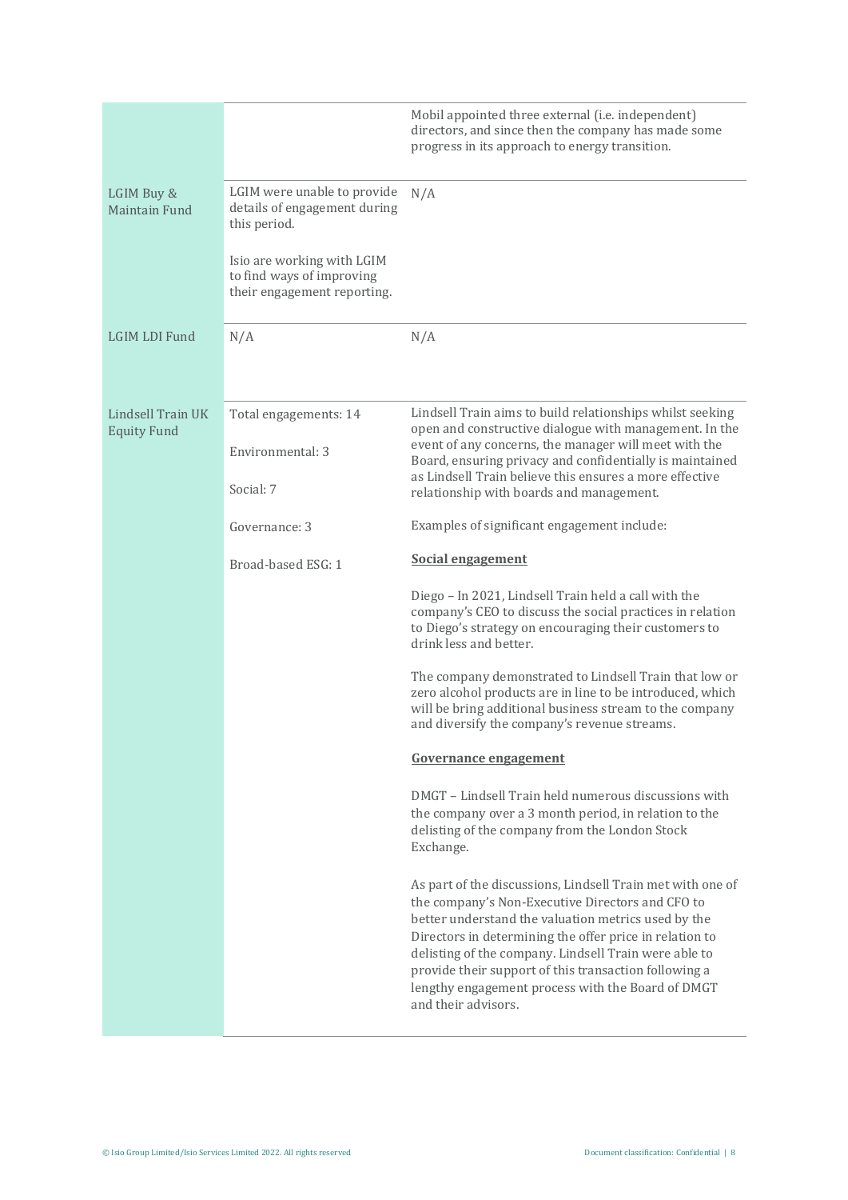| | | |
|---|---|---|
| | | Mobil appointed three external (i.e. independent) directors, and since then the company has made some progress in its approach to energy transition. |
| LGIM Buy & Maintain Fund | LGIM were unable to provide details of engagement during this period.<br><br>Isio are working with LGIM to find ways of improving their engagement reporting. | N/A |
| LGIM LDI Fund | N/A | N/A |
| Lindsell Train UK Equity Fund | Total engagements: 14<br><br>Environmental: 3<br><br>Social: 7<br><br>Governance: 3<br><br>Broad-based ESG: 1 | Lindsell Train aims to build relationships whilst seeking open and constructive dialogue with management. In the event of any concerns, the manager will meet with the Board, ensuring privacy and confidentially is maintained as Lindsell Train believe this ensures a more effective relationship with boards and management.<br><br>Examples of significant engagement include:<br><br>**Social engagement**<br><br>Diego – In 2021, Lindsell Train held a call with the company's CEO to discuss the social practices in relation to Diego's strategy on encouraging their customers to drink less and better.<br><br>The company demonstrated to Lindsell Train that low or zero alcohol products are in line to be introduced, which will be bring additional business stream to the company and diversify the company's revenue streams.<br><br>**Governance engagement**<br><br>DMGT – Lindsell Train held numerous discussions with the company over a 3 month period, in relation to the delisting of the company from the London Stock Exchange.<br><br>As part of the discussions, Lindsell Train met with one of the company's Non-Executive Directors and CFO to better understand the valuation metrics used by the Directors in determining the offer price in relation to delisting of the company. Lindsell Train were able to provide their support of this transaction following a lengthy engagement process with the Board of DMGT and their advisors. |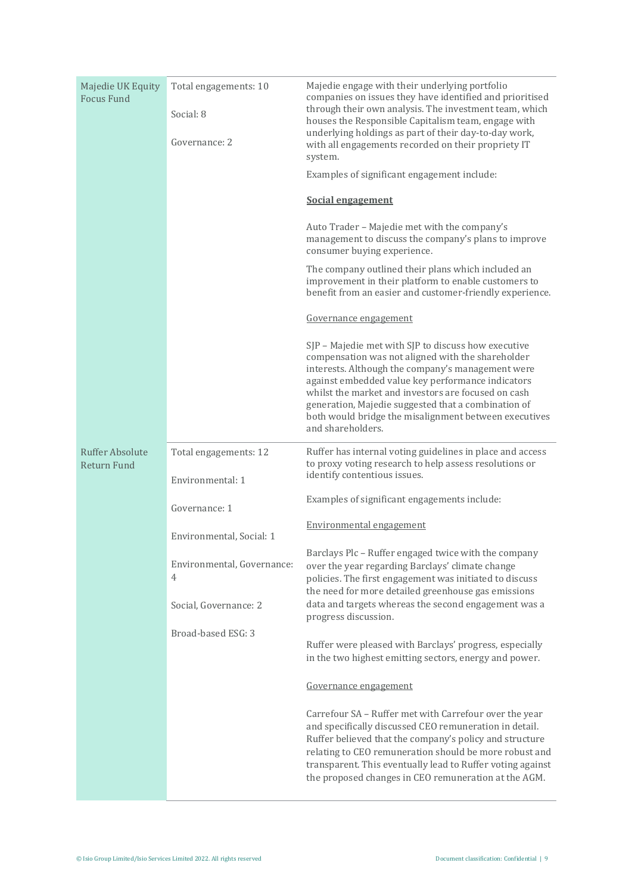| | | |
|---|---|---|
| Majedie UK Equity Focus Fund | Total engagements: 10<br><br>Social: 8<br><br>Governance: 2 | Majedie engage with their underlying portfolio companies on issues they have identified and prioritised through their own analysis. The investment team, which houses the Responsible Capitalism team, engage with underlying holdings as part of their day-to-day work, with all engagements recorded on their propriety IT system.<br><br>Examples of significant engagement include:<br><br>**<u>Social engagement</u>**<br><br>Auto Trader – Majedie met with the company's management to discuss the company's plans to improve consumer buying experience.<br><br>The company outlined their plans which included an improvement in their platform to enable customers to benefit from an easier and customer-friendly experience.<br><br><u>Governance engagement</u><br><br>SJP – Majedie met with SJP to discuss how executive compensation was not aligned with the shareholder interests. Although the company's management were against embedded value key performance indicators whilst the market and investors are focused on cash generation, Majedie suggested that a combination of both would bridge the misalignment between executives and shareholders. |
| Ruffer Absolute Return Fund | Total engagements: 12<br><br>Environmental: 1<br><br>Governance: 1<br><br>Environmental, Social: 1<br><br>Environmental, Governance: 4<br><br>Social, Governance: 2<br><br>Broad-based ESG: 3 | Ruffer has internal voting guidelines in place and access to proxy voting research to help assess resolutions or identify contentious issues.<br><br>Examples of significant engagements include:<br><br><u>Environmental engagement</u><br><br>Barclays Plc – Ruffer engaged twice with the company over the year regarding Barclays' climate change policies. The first engagement was initiated to discuss the need for more detailed greenhouse gas emissions data and targets whereas the second engagement was a progress discussion.<br><br>Ruffer were pleased with Barclays' progress, especially in the two highest emitting sectors, energy and power.<br><br><u>Governance engagement</u><br><br>Carrefour SA – Ruffer met with Carrefour over the year and specifically discussed CEO remuneration in detail. Ruffer believed that the company's policy and structure relating to CEO remuneration should be more robust and transparent. This eventually lead to Ruffer voting against the proposed changes in CEO remuneration at the AGM. |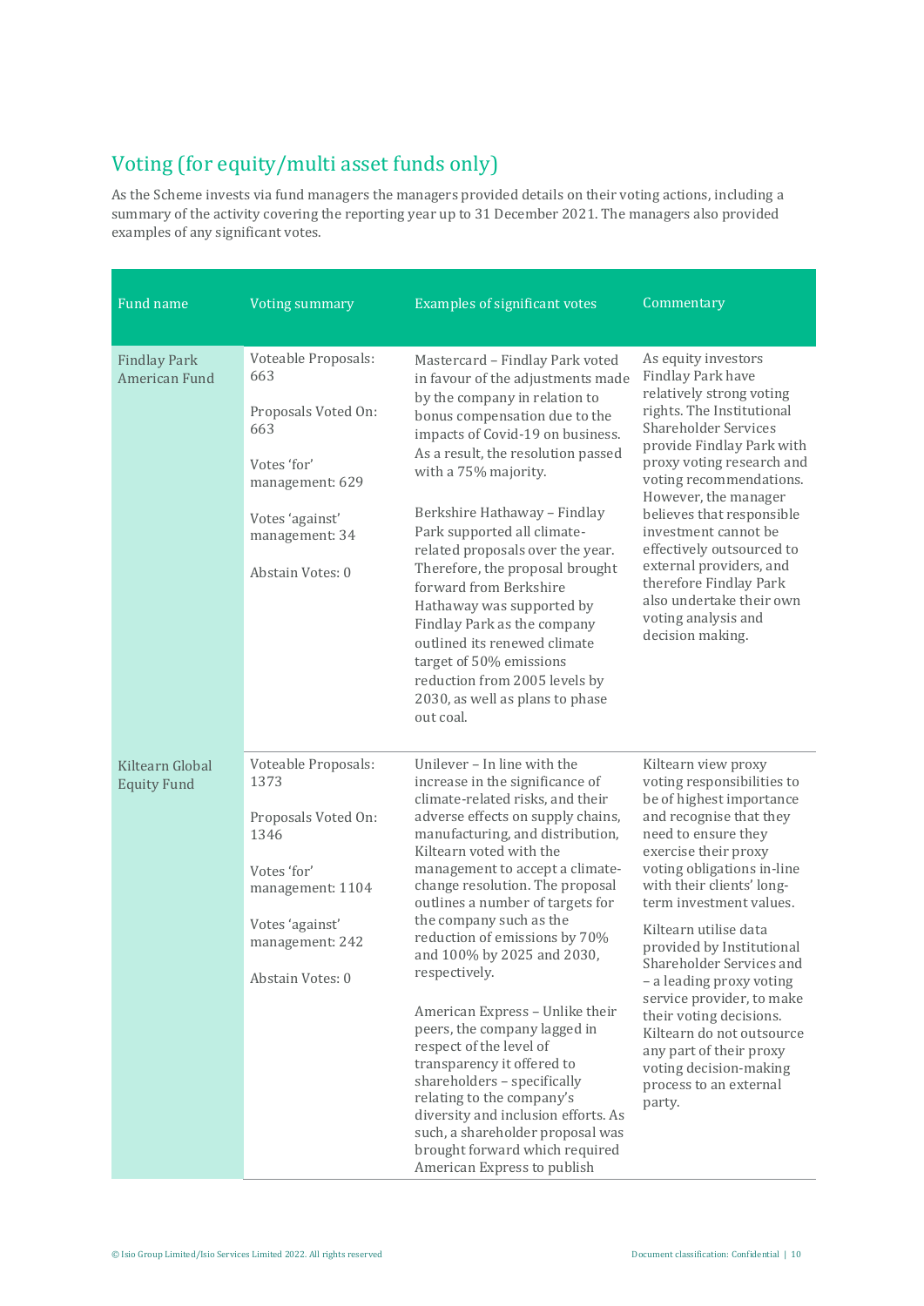## Voting (for equity/multi asset funds only)

As the Scheme invests via fund managers the managers provided details on their voting actions, including a summary of the activity covering the reporting year up to 31 December 2021. The managers also provided examples of any significant votes.

| Fund name | Voting summary | Examples of significant votes | Commentary |
|---|---|---|---|
| Findlay Park American Fund | Voteable Proposals: 663<br><br>Proposals Voted On: 663<br><br>Votes 'for' management: 629<br><br>Votes 'against' management: 34<br><br>Abstain Votes: 0 | Mastercard – Findlay Park voted in favour of the adjustments made by the company in relation to bonus compensation due to the impacts of Covid-19 on business. As a result, the resolution passed with a 75% majority.<br><br>Berkshire Hathaway – Findlay Park supported all climate-related proposals over the year. Therefore, the proposal brought forward from Berkshire Hathaway was supported by Findlay Park as the company outlined its renewed climate target of 50% emissions reduction from 2005 levels by 2030, as well as plans to phase out coal. | As equity investors Findlay Park have relatively strong voting rights. The Institutional Shareholder Services provide Findlay Park with proxy voting research and voting recommendations. However, the manager believes that responsible investment cannot be effectively outsourced to external providers, and therefore Findlay Park also undertake their own voting analysis and decision making. |
| Kiltearn Global Equity Fund | Voteable Proposals: 1373<br><br>Proposals Voted On: 1346<br><br>Votes 'for' management: 1104<br><br>Votes 'against' management: 242<br><br>Abstain Votes: 0 | Unilever – In line with the increase in the significance of climate-related risks, and their adverse effects on supply chains, manufacturing, and distribution, Kiltearn voted with the management to accept a climate-change resolution. The proposal outlines a number of targets for the company such as the reduction of emissions by 70% and 100% by 2025 and 2030, respectively.<br><br>American Express – Unlike their peers, the company lagged in respect of the level of transparency it offered to shareholders – specifically relating to the company's diversity and inclusion efforts. As such, a shareholder proposal was brought forward which required American Express to publish | Kiltearn view proxy voting responsibilities to be of highest importance and recognise that they need to ensure they exercise their proxy voting obligations in-line with their clients' long-term investment values.<br><br>Kiltearn utilise data provided by Institutional Shareholder Services and – a leading proxy voting service provider, to make their voting decisions. Kiltearn do not outsource any part of their proxy voting decision-making process to an external party. |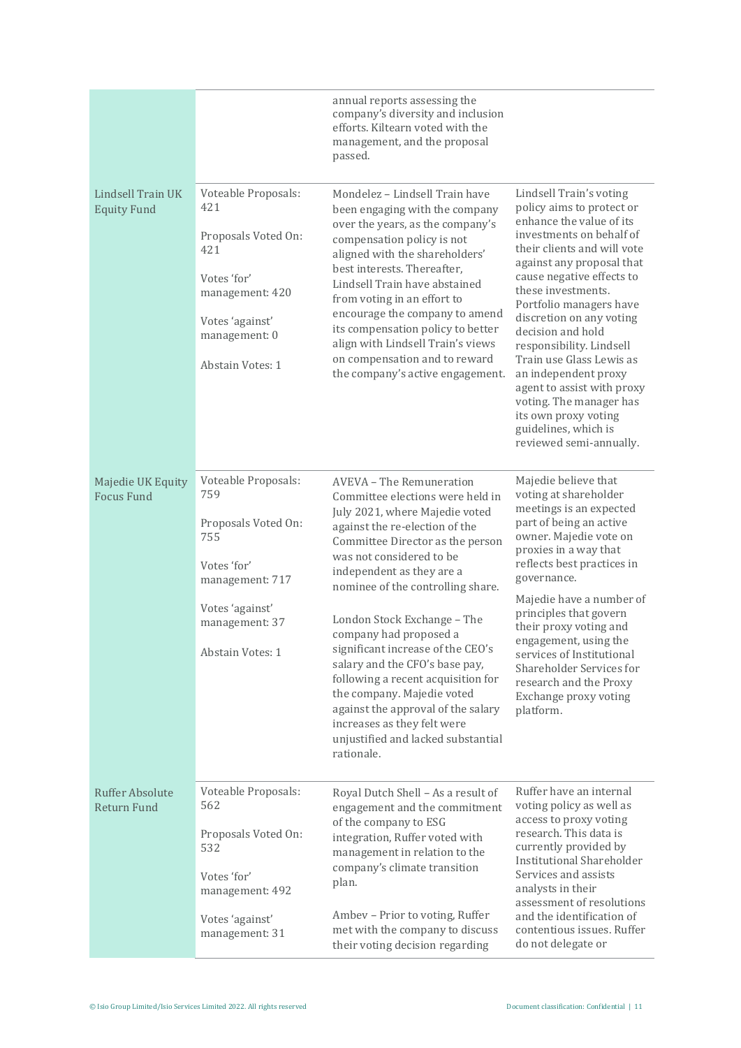| | | | |
|---|---|---|---|
| | | annual reports assessing the company's diversity and inclusion efforts. Kiltearn voted with the management, and the proposal passed. | |
| Lindsell Train UK Equity Fund | Voteable Proposals: 421<br><br>Proposals Voted On: 421<br><br>Votes 'for' management: 420<br><br>Votes 'against' management: 0<br><br>Abstain Votes: 1 | Mondelez – Lindsell Train have been engaging with the company over the years, as the company's compensation policy is not aligned with the shareholders' best interests. Thereafter, Lindsell Train have abstained from voting in an effort to encourage the company to amend its compensation policy to better align with Lindsell Train's views on compensation and to reward the company's active engagement. | Lindsell Train's voting policy aims to protect or enhance the value of its investments on behalf of their clients and will vote against any proposal that cause negative effects to these investments. Portfolio managers have discretion on any voting decision and hold responsibility. Lindsell Train use Glass Lewis as an independent proxy agent to assist with proxy voting. The manager has its own proxy voting guidelines, which is reviewed semi-annually. |
| Majedie UK Equity Focus Fund | Voteable Proposals: 759<br><br>Proposals Voted On: 755<br><br>Votes 'for' management: 717<br><br>Votes 'against' management: 37<br><br>Abstain Votes: 1 | AVEVA – The Remuneration Committee elections were held in July 2021, where Majedie voted against the re-election of the Committee Director as the person was not considered to be independent as they are a nominee of the controlling share.<br><br>London Stock Exchange – The company had proposed a significant increase of the CEO's salary and the CFO's base pay, following a recent acquisition for the company. Majedie voted against the approval of the salary increases as they felt were unjustified and lacked substantial rationale. | Majedie believe that voting at shareholder meetings is an expected part of being an active owner. Majedie vote on proxies in a way that reflects best practices in governance.<br><br>Majedie have a number of principles that govern their proxy voting and engagement, using the services of Institutional Shareholder Services for research and the Proxy Exchange proxy voting platform. |
| Ruffer Absolute Return Fund | Voteable Proposals: 562<br><br>Proposals Voted On: 532<br><br>Votes 'for' management: 492<br><br>Votes 'against' management: 31 | Royal Dutch Shell – As a result of engagement and the commitment of the company to ESG integration, Ruffer voted with management in relation to the company's climate transition plan.<br><br>Ambev – Prior to voting, Ruffer met with the company to discuss their voting decision regarding | Ruffer have an internal voting policy as well as access to proxy voting research. This data is currently provided by Institutional Shareholder Services and assists analysts in their assessment of resolutions and the identification of contentious issues. Ruffer do not delegate or |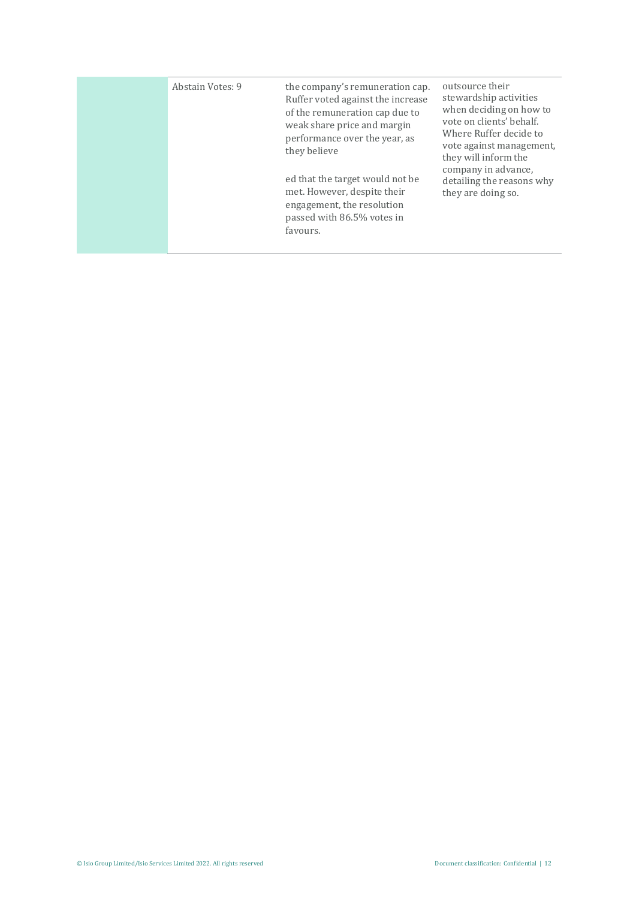| | | | |
|---|---|---|---|
| | Abstain Votes: 9 | the company's remuneration cap. Ruffer voted against the increase of the remuneration cap due to weak share price and margin performance over the year, as they believe<br><br>ed that the target would not be met. However, despite their engagement, the resolution passed with 86.5% votes in favours. | outsource their stewardship activities when deciding on how to vote on clients' behalf. Where Ruffer decide to vote against management, they will inform the company in advance, detailing the reasons why they are doing so. |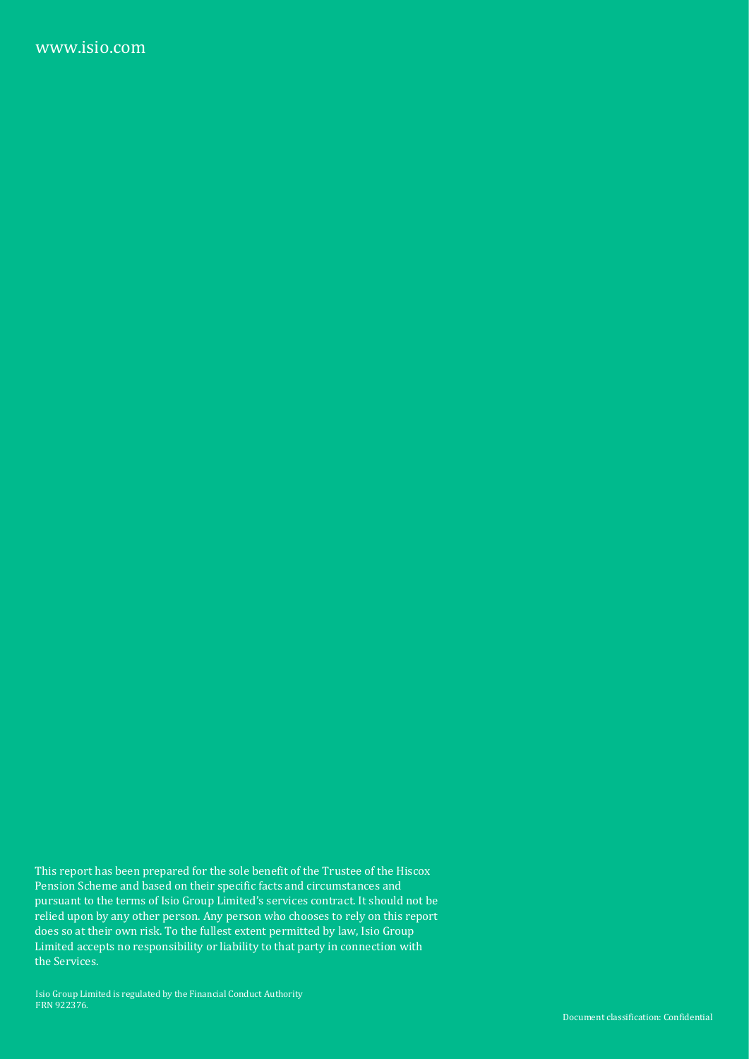www.isio.com

This report has been prepared for the sole benefit of the Trustee of the Hiscox Pension Scheme and based on their specific facts and circumstances and pursuant to the terms of Isio Group Limited's services contract. It should not be relied upon by any other person. Any person who chooses to rely on this report does so at their own risk. To the fullest extent permitted by law, Isio Group Limited accepts no responsibility or liability to that party in connection with the Services.

Isio Group Limited is regulated by the Financial Conduct Authority FRN 922376.

Document classification: Confidential